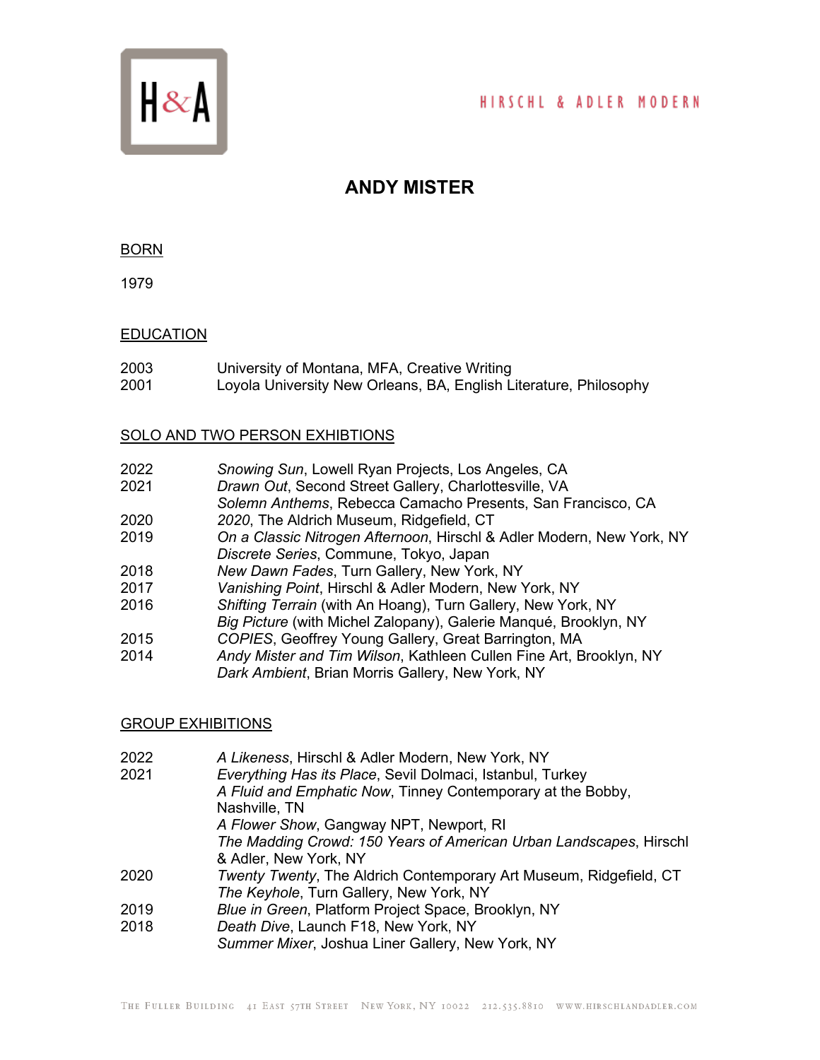# ANDY MISTER

## BORN

1979

## EDUCATION

2003 University of Montana, MFA, Creative Writing
2001 Loyola University New Orleans, BA, English Literature, Philosophy

## SOLO AND TWO PERSON EXHIBTIONS

2022 *Snowing Sun*, Lowell Ryan Projects, Los Angeles, CA
2021 *Drawn Out*, Second Street Gallery, Charlottesville, VA
*Solemn Anthems*, Rebecca Camacho Presents, San Francisco, CA
2020 *2020*, The Aldrich Museum, Ridgefield, CT
2019 *On a Classic Nitrogen Afternoon*, Hirschl & Adler Modern, New York, NY
*Discrete Series*, Commune, Tokyo, Japan
2018 *New Dawn Fades*, Turn Gallery, New York, NY
2017 *Vanishing Point*, Hirschl & Adler Modern, New York, NY
2016 *Shifting Terrain* (with An Hoang), Turn Gallery, New York, NY
*Big Picture* (with Michel Zalopany), Galerie Manqué, Brooklyn, NY
2015 *COPIES*, Geoffrey Young Gallery, Great Barrington, MA
2014 *Andy Mister and Tim Wilson*, Kathleen Cullen Fine Art, Brooklyn, NY
*Dark Ambient*, Brian Morris Gallery, New York, NY

## GROUP EXHIBITIONS

2022 *A Likeness*, Hirschl & Adler Modern, New York, NY
2021 *Everything Has its Place*, Sevil Dolmaci, Istanbul, Turkey
*A Fluid and Emphatic Now*, Tinney Contemporary at the Bobby, Nashville, TN
*A Flower Show*, Gangway NPT, Newport, RI
*The Madding Crowd: 150 Years of American Urban Landscapes*, Hirschl & Adler, New York, NY
2020 *Twenty Twenty*, The Aldrich Contemporary Art Museum, Ridgefield, CT
*The Keyhole*, Turn Gallery, New York, NY
2019 *Blue in Green*, Platform Project Space, Brooklyn, NY
2018 *Death Dive*, Launch F18, New York, NY
*Summer Mixer*, Joshua Liner Gallery, New York, NY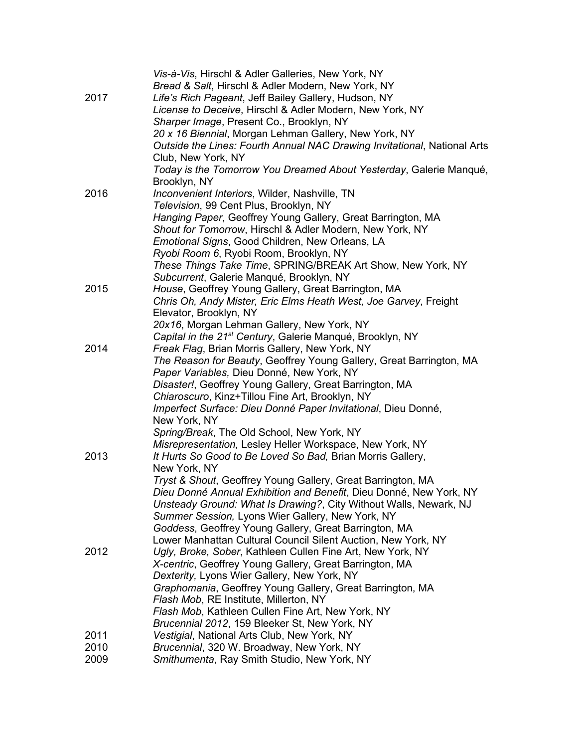*Vis-à-Vis*, Hirschl & Adler Galleries, New York, NY
*Bread & Salt*, Hirschl & Adler Modern, New York, NY

2017
*Life's Rich Pageant*, Jeff Bailey Gallery, Hudson, NY
*License to Deceive*, Hirschl & Adler Modern, New York, NY
*Sharper Image*, Present Co., Brooklyn, NY
*20 x 16 Biennial*, Morgan Lehman Gallery, New York, NY
*Outside the Lines: Fourth Annual NAC Drawing Invitational*, National Arts Club, New York, NY
*Today is the Tomorrow You Dreamed About Yesterday*, Galerie Manqué, Brooklyn, NY

2016
*Inconvenient Interiors*, Wilder, Nashville, TN
*Television*, 99 Cent Plus, Brooklyn, NY
*Hanging Paper*, Geoffrey Young Gallery, Great Barrington, MA
*Shout for Tomorrow*, Hirschl & Adler Modern, New York, NY
*Emotional Signs*, Good Children, New Orleans, LA
*Ryobi Room 6*, Ryobi Room, Brooklyn, NY
*These Things Take Time*, SPRING/BREAK Art Show, New York, NY
*Subcurrent*, Galerie Manqué, Brooklyn, NY

2015
*House*, Geoffrey Young Gallery, Great Barrington, MA
*Chris Oh, Andy Mister, Eric Elms Heath West, Joe Garvey*, Freight Elevator, Brooklyn, NY
*20x16*, Morgan Lehman Gallery, New York, NY
*Capital in the 21st Century*, Galerie Manqué, Brooklyn, NY

2014
*Freak Flag*, Brian Morris Gallery, New York, NY
*The Reason for Beauty*, Geoffrey Young Gallery, Great Barrington, MA
*Paper Variables,* Dieu Donné, New York, NY
*Disaster!*, Geoffrey Young Gallery, Great Barrington, MA
*Chiaroscuro*, Kinz+Tillou Fine Art, Brooklyn, NY
*Imperfect Surface: Dieu Donné Paper Invitational*, Dieu Donné, New York, NY
*Spring/Break*, The Old School, New York, NY
*Misrepresentation,* Lesley Heller Workspace, New York, NY

2013
*It Hurts So Good to Be Loved So Bad,* Brian Morris Gallery, New York, NY
*Tryst & Shout*, Geoffrey Young Gallery, Great Barrington, MA
*Dieu Donné Annual Exhibition and Benefit*, Dieu Donné, New York, NY
*Unsteady Ground: What Is Drawing?*, City Without Walls, Newark, NJ
*Summer Session,* Lyons Wier Gallery, New York, NY
*Goddess*, Geoffrey Young Gallery, Great Barrington, MA
Lower Manhattan Cultural Council Silent Auction, New York, NY

2012
*Ugly, Broke, Sober*, Kathleen Cullen Fine Art, New York, NY
*X-centric*, Geoffrey Young Gallery, Great Barrington, MA
*Dexterity,* Lyons Wier Gallery, New York, NY
*Graphomania*, Geoffrey Young Gallery, Great Barrington, MA
*Flash Mob*, RE Institute, Millerton, NY
*Flash Mob*, Kathleen Cullen Fine Art, New York, NY
*Brucennial 2012*, 159 Bleeker St, New York, NY

2011
*Vestigial*, National Arts Club, New York, NY

2010
*Brucennial*, 320 W. Broadway, New York, NY

2009
*Smithumenta*, Ray Smith Studio, New York, NY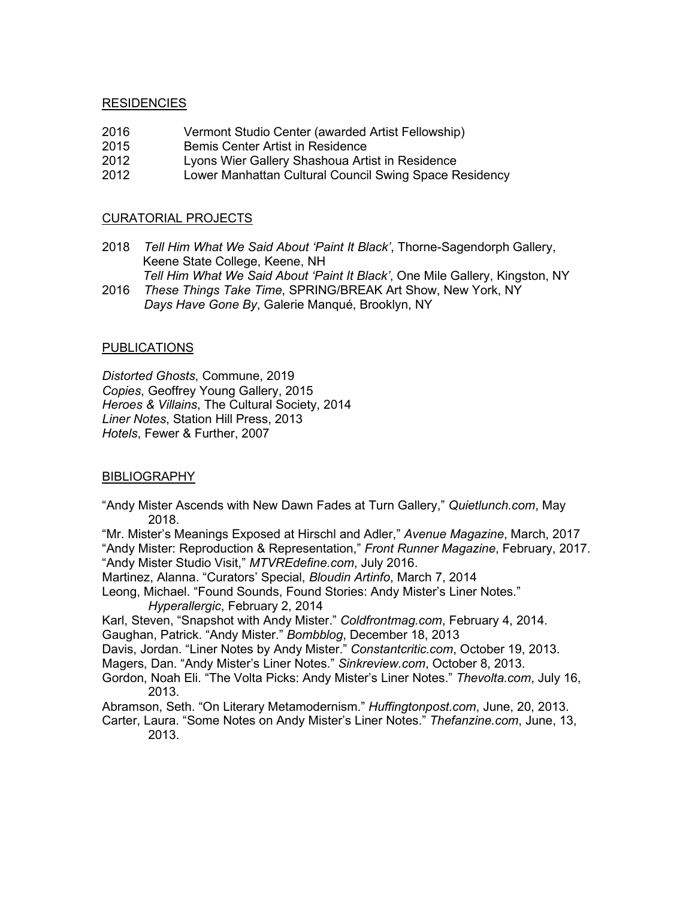## RESIDENCIES

2016 Vermont Studio Center (awarded Artist Fellowship)
2015 Bemis Center Artist in Residence
2012 Lyons Wier Gallery Shashoua Artist in Residence
2012 Lower Manhattan Cultural Council Swing Space Residency

## CURATORIAL PROJECTS

2018 *Tell Him What We Said About 'Paint It Black'*, Thorne-Sagendorph Gallery, Keene State College, Keene, NH
*Tell Him What We Said About 'Paint It Black'*, One Mile Gallery, Kingston, NY
2016 *These Things Take Time*, SPRING/BREAK Art Show, New York, NY
*Days Have Gone By*, Galerie Manqué, Brooklyn, NY

## PUBLICATIONS

*Distorted Ghosts*, Commune, 2019
*Copies*, Geoffrey Young Gallery, 2015
*Heroes & Villains*, The Cultural Society, 2014
*Liner Notes*, Station Hill Press, 2013
*Hotels*, Fewer & Further, 2007

## BIBLIOGRAPHY

"Andy Mister Ascends with New Dawn Fades at Turn Gallery," *Quietlunch.com*, May 2018.
"Mr. Mister's Meanings Exposed at Hirschl and Adler," *Avenue Magazine*, March, 2017
"Andy Mister: Reproduction & Representation," *Front Runner Magazine*, February, 2017.
"Andy Mister Studio Visit," *MTVREdefine.com*, July 2016.
Martinez, Alanna. "Curators' Special, *Bloudin Artinfo*, March 7, 2014
Leong, Michael. "Found Sounds, Found Stories: Andy Mister's Liner Notes." *Hyperallergic*, February 2, 2014
Karl, Steven, "Snapshot with Andy Mister." *Coldfrontmag.com*, February 4, 2014.
Gaughan, Patrick. "Andy Mister." *Bombblog*, December 18, 2013
Davis, Jordan. "Liner Notes by Andy Mister." *Constantcritic.com*, October 19, 2013.
Magers, Dan. "Andy Mister's Liner Notes." *Sinkreview.com*, October 8, 2013.
Gordon, Noah Eli. "The Volta Picks: Andy Mister's Liner Notes." *Thevolta.com*, July 16, 2013.
Abramson, Seth. "On Literary Metamodernism." *Huffingtonpost.com*, June, 20, 2013.
Carter, Laura. "Some Notes on Andy Mister's Liner Notes." *Thefanzine.com*, June, 13, 2013.